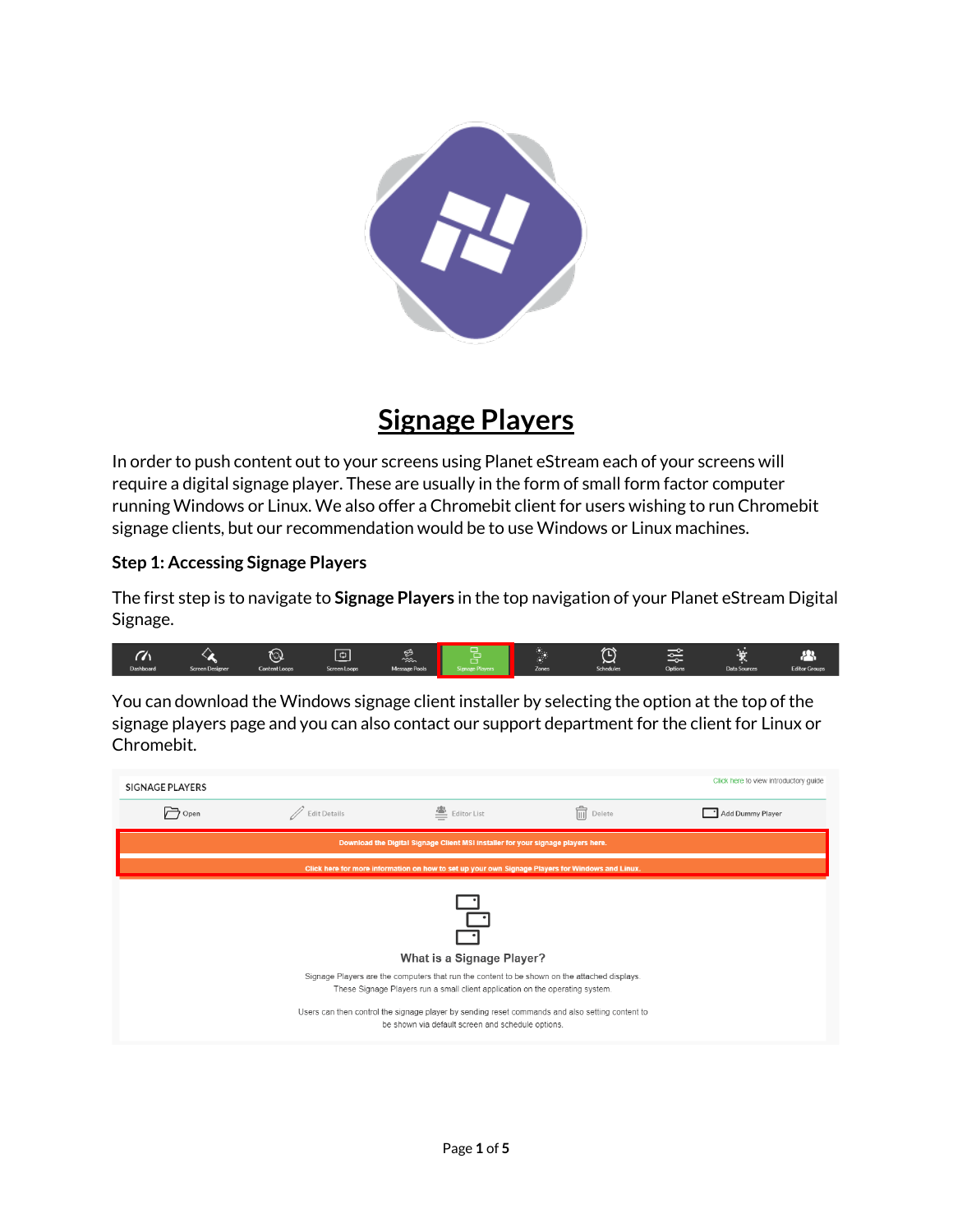# Signage Players

In order to push content out to your screens using Planet eStream each of your screens will require a digital signage player. These are usually in the form of small form factor computer running Windows or Linux. We also offer a Chromebit client for users wishing to run Chromebit signage clients, but our recommendation would be to use Windows or Linux machines.

**Step 1: Accessing Signage Players**

The first step is to navigate to **Signage Players** in the top navigation of your Planet eStream Digital Signage.

You can download the Windows signage client installer by selecting the option at the top of the signage players page and you can also contact our support department for the client for Linux or Chromebit.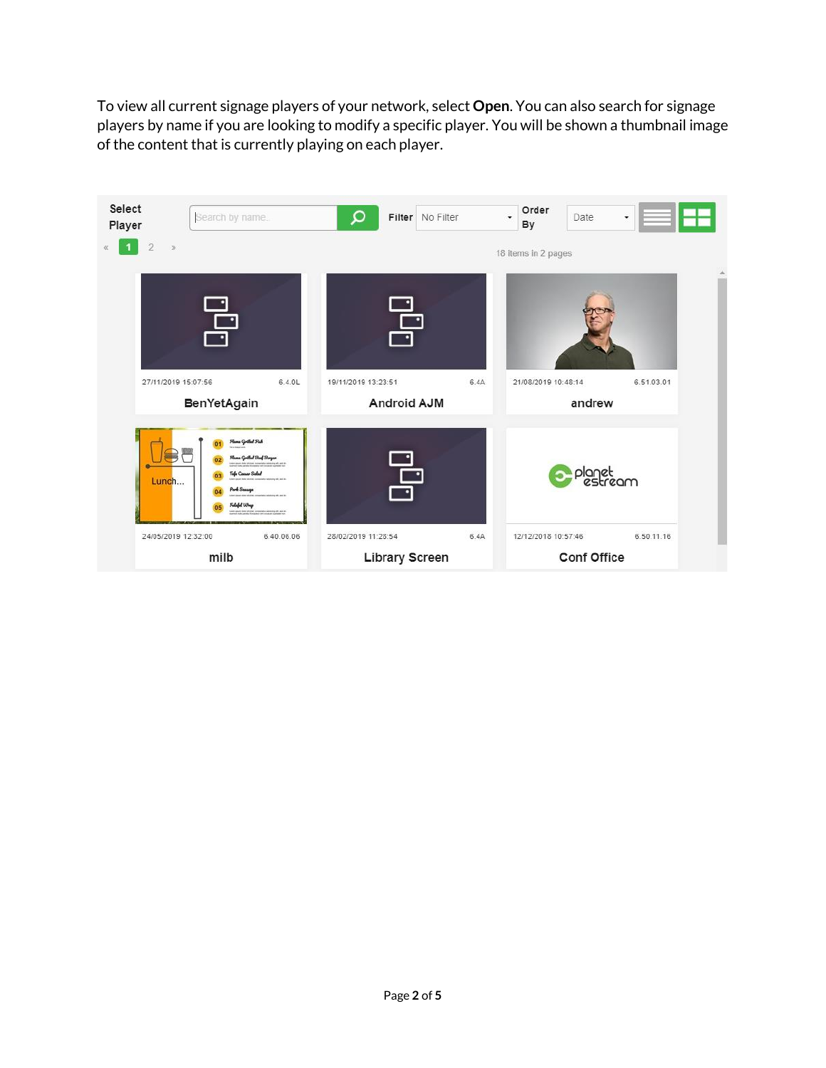To view all current signage players of your network, select **Open**. You can also search for signage players by name if you are looking to modify a specific player. You will be shown a thumbnail image of the content that is currently playing on each player.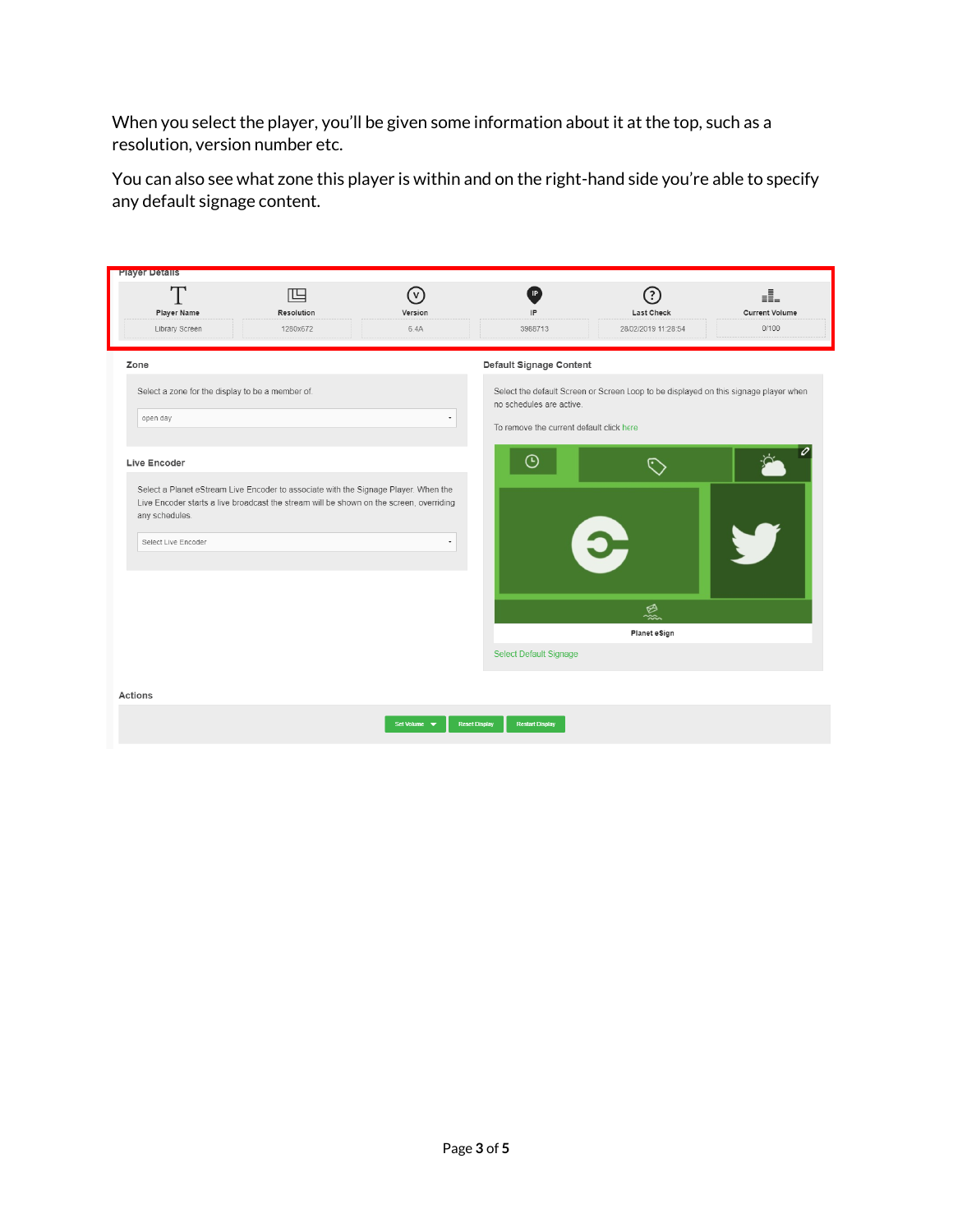When you select the player, you'll be given some information about it at the top, such as a resolution, version number etc.

You can also see what zone this player is within and on the right-hand side you're able to specify any default signage content.

Player Details

| Player Name | Resolution | Version | IP | Last Check | Current Volume |
|---|---|---|---|---|---|
| Library Screen | 1280x672 | 6.4A | 3988713 | 28/02/2019 11:28:54 | 0/100 |

**Zone**

Select a zone for the display to be a member of.

open day

**Live Encoder**

Select a Planet eStream Live Encoder to associate with the Signage Player. When the Live Encoder starts a live broadcast the stream will be shown on the screen, overriding any schedules.

Select Live Encoder

**Default Signage Content**

Select the default Screen or Screen Loop to be displayed on this signage player when no schedules are active.

To remove the current default click here

Planet eSign

Select Default Signage

**Actions**

Set Volume | Reset Display | Restart Display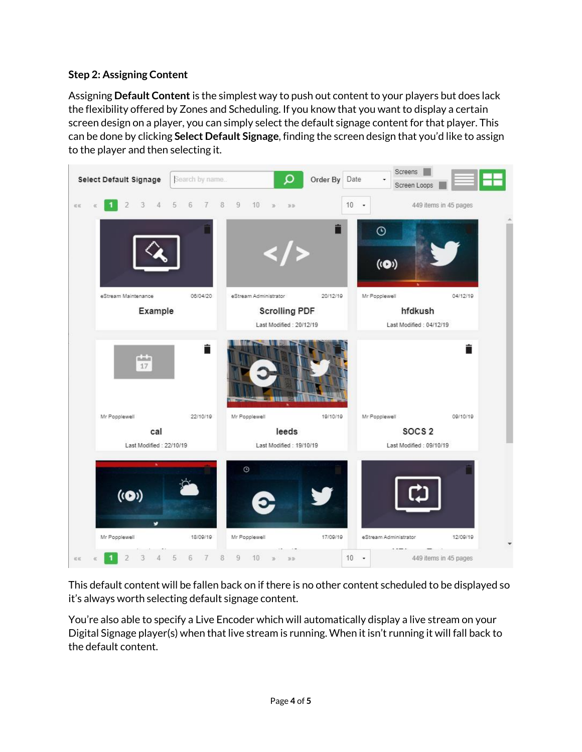**Step 2: Assigning Content**

Assigning **Default Content** is the simplest way to push out content to your players but does lack the flexibility offered by Zones and Scheduling. If you know that you want to display a certain screen design on a player, you can simply select the default signage content for that player. This can be done by clicking **Select Default Signage**, finding the screen design that you'd like to assign to the player and then selecting it.

This default content will be fallen back on if there is no other content scheduled to be displayed so it's always worth selecting default signage content.

You're also able to specify a Live Encoder which will automatically display a live stream on your Digital Signage player(s) when that live stream is running. When it isn't running it will fall back to the default content.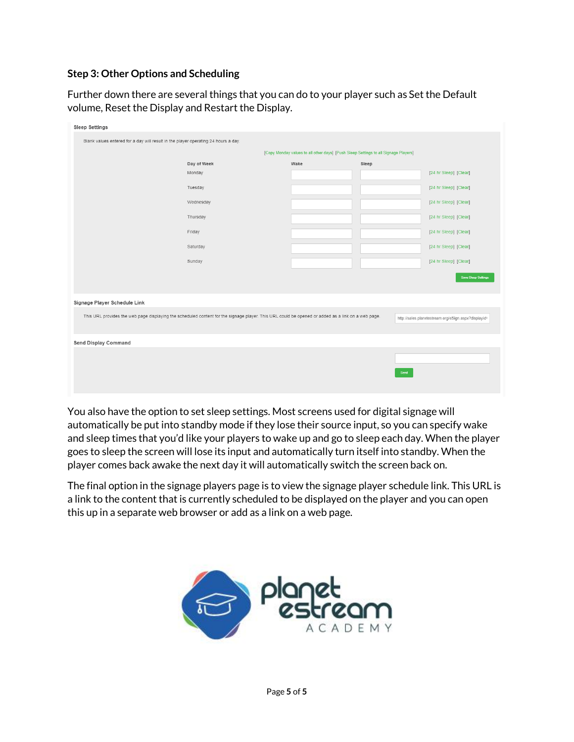### Step 3: Other Options and Scheduling

Further down there are several things that you can do to your player such as Set the Default volume, Reset the Display and Restart the Display.

Sleep Settings

Blank values entered for a day will result in the player operating 24 hours a day.

[Copy Monday values to all other days] [Push Sleep Settings to all Signage Players]

| Day of Week | Wake | Sleep | |
|---|---|---|---|
| Monday | | | [24 hr Sleep] [Clear] |
| Tuesday | | | [24 hr Sleep] [Clear] |
| Wednesday | | | [24 hr Sleep] [Clear] |
| Thursday | | | [24 hr Sleep] [Clear] |
| Friday | | | [24 hr Sleep] [Clear] |
| Saturday | | | [24 hr Sleep] [Clear] |
| Sunday | | | [24 hr Sleep] [Clear] |

Save Sleep Settings

Signage Player Schedule Link

This URL provides the web page displaying the scheduled content for the signage player. This URL could be opened or added as a link on a web page.

http://sales.planetestream.org/eSign.aspx?displayid=

Send Display Command

Send

You also have the option to set sleep settings. Most screens used for digital signage will automatically be put into standby mode if they lose their source input, so you can specify wake and sleep times that you'd like your players to wake up and go to sleep each day. When the player goes to sleep the screen will lose its input and automatically turn itself into standby. When the player comes back awake the next day it will automatically switch the screen back on.

The final option in the signage players page is to view the signage player schedule link. This URL is a link to the content that is currently scheduled to be displayed on the player and you can open this up in a separate web browser or add as a link on a web page.

planet estream ACADEMY